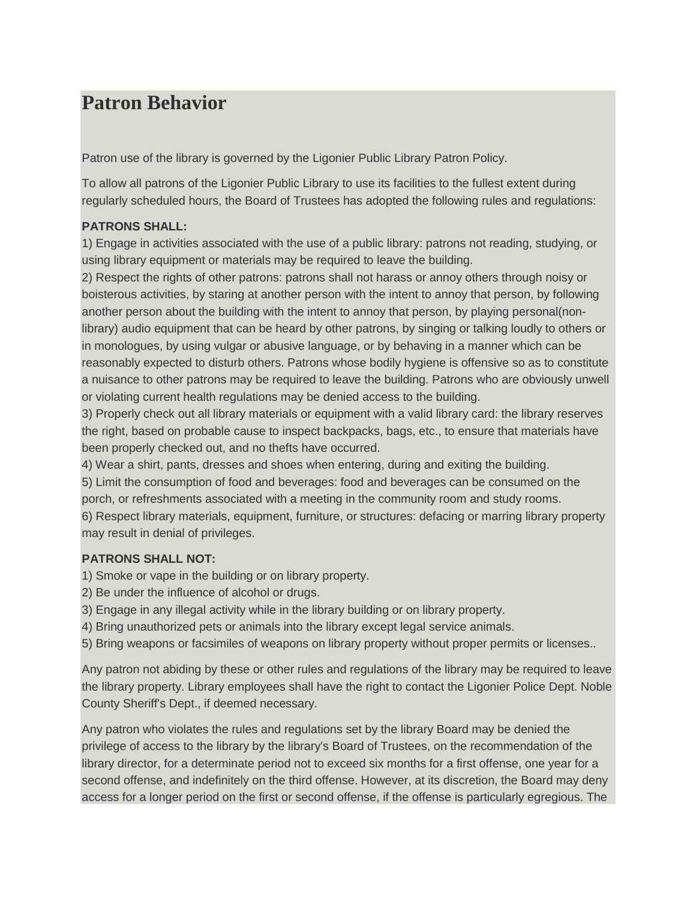# Patron Behavior

Patron use of the library is governed by the Ligonier Public Library Patron Policy.

To allow all patrons of the Ligonier Public Library to use its facilities to the fullest extent during regularly scheduled hours, the Board of Trustees has adopted the following rules and regulations:

**PATRONS SHALL:**

1) Engage in activities associated with the use of a public library: patrons not reading, studying, or using library equipment or materials may be required to leave the building.
2) Respect the rights of other patrons: patrons shall not harass or annoy others through noisy or boisterous activities, by staring at another person with the intent to annoy that person, by following another person about the building with the intent to annoy that person, by playing personal(non-library) audio equipment that can be heard by other patrons, by singing or talking loudly to others or in monologues, by using vulgar or abusive language, or by behaving in a manner which can be reasonably expected to disturb others. Patrons whose bodily hygiene is offensive so as to constitute a nuisance to other patrons may be required to leave the building. Patrons who are obviously unwell or violating current health regulations may be denied access to the building.
3) Properly check out all library materials or equipment with a valid library card: the library reserves the right, based on probable cause to inspect backpacks, bags, etc., to ensure that materials have been properly checked out, and no thefts have occurred.
4) Wear a shirt, pants, dresses and shoes when entering, during and exiting the building.
5) Limit the consumption of food and beverages: food and beverages can be consumed on the porch, or refreshments associated with a meeting in the community room and study rooms.
6) Respect library materials, equipment, furniture, or structures: defacing or marring library property may result in denial of privileges.

**PATRONS SHALL NOT:**

1) Smoke or vape in the building or on library property.
2) Be under the influence of alcohol or drugs.
3) Engage in any illegal activity while in the library building or on library property.
4) Bring unauthorized pets or animals into the library except legal service animals.
5) Bring weapons or facsimiles of weapons on library property without proper permits or licenses..

Any patron not abiding by these or other rules and regulations of the library may be required to leave the library property. Library employees shall have the right to contact the Ligonier Police Dept. Noble County Sheriff's Dept., if deemed necessary.

Any patron who violates the rules and regulations set by the library Board may be denied the privilege of access to the library by the library's Board of Trustees, on the recommendation of the library director, for a determinate period not to exceed six months for a first offense, one year for a second offense, and indefinitely on the third offense. However, at its discretion, the Board may deny access for a longer period on the first or second offense, if the offense is particularly egregious. The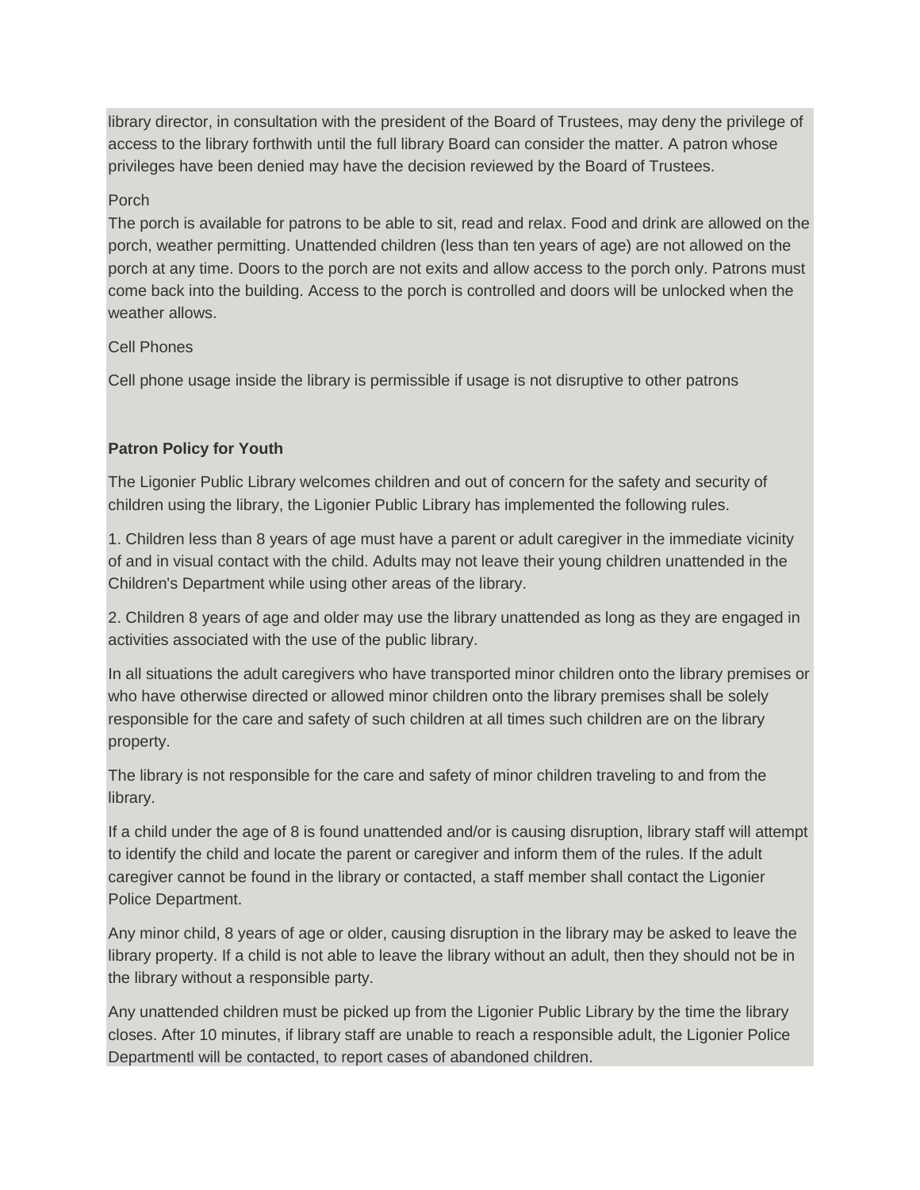library director, in consultation with the president of the Board of Trustees, may deny the privilege of access to the library forthwith until the full library Board can consider the matter. A patron whose privileges have been denied may have the decision reviewed by the Board of Trustees.

Porch
The porch is available for patrons to be able to sit, read and relax. Food and drink are allowed on the porch, weather permitting. Unattended children (less than ten years of age) are not allowed on the porch at any time. Doors to the porch are not exits and allow access to the porch only. Patrons must come back into the building. Access to the porch is controlled and doors will be unlocked when the weather allows.

Cell Phones

Cell phone usage inside the library is permissible if usage is not disruptive to other patrons

**Patron Policy for Youth**

The Ligonier Public Library welcomes children and out of concern for the safety and security of children using the library, the Ligonier Public Library has implemented the following rules.

1. Children less than 8 years of age must have a parent or adult caregiver in the immediate vicinity of and in visual contact with the child. Adults may not leave their young children unattended in the Children's Department while using other areas of the library.

2. Children 8 years of age and older may use the library unattended as long as they are engaged in activities associated with the use of the public library.

In all situations the adult caregivers who have transported minor children onto the library premises or who have otherwise directed or allowed minor children onto the library premises shall be solely responsible for the care and safety of such children at all times such children are on the library property.

The library is not responsible for the care and safety of minor children traveling to and from the library.

If a child under the age of 8 is found unattended and/or is causing disruption, library staff will attempt to identify the child and locate the parent or caregiver and inform them of the rules. If the adult caregiver cannot be found in the library or contacted, a staff member shall contact the Ligonier Police Department.

Any minor child, 8 years of age or older, causing disruption in the library may be asked to leave the library property. If a child is not able to leave the library without an adult, then they should not be in the library without a responsible party.

Any unattended children must be picked up from the Ligonier Public Library by the time the library closes. After 10 minutes, if library staff are unable to reach a responsible adult, the Ligonier Police Departmentl will be contacted, to report cases of abandoned children.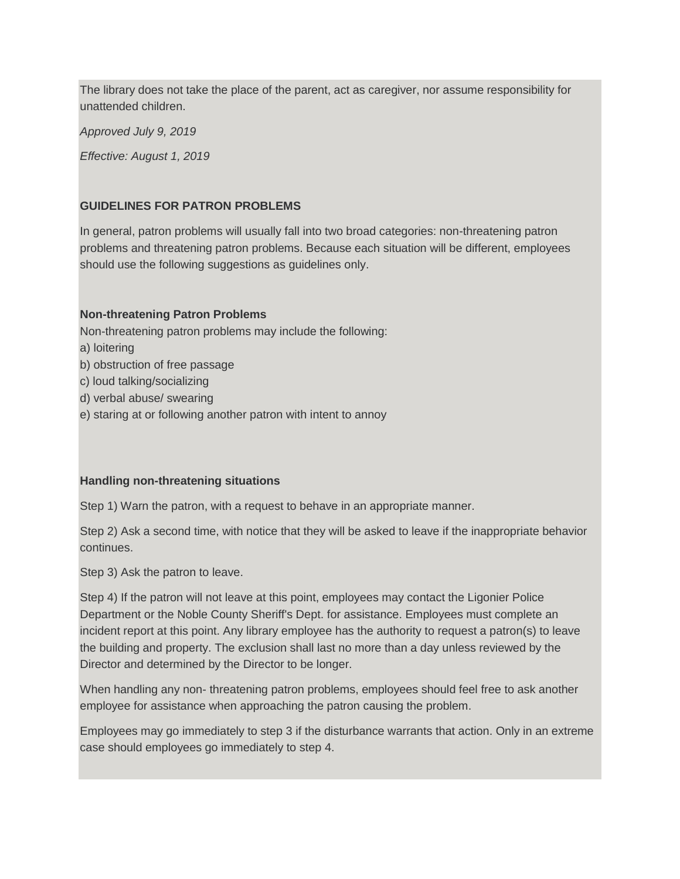The library does not take the place of the parent, act as caregiver, nor assume responsibility for unattended children.

*Approved July 9, 2019*

*Effective: August 1, 2019*

**GUIDELINES FOR PATRON PROBLEMS**

In general, patron problems will usually fall into two broad categories: non-threatening patron problems and threatening patron problems. Because each situation will be different, employees should use the following suggestions as guidelines only.

**Non-threatening Patron Problems**

Non-threatening patron problems may include the following:

a) loitering
b) obstruction of free passage
c) loud talking/socializing
d) verbal abuse/ swearing
e) staring at or following another patron with intent to annoy

**Handling non-threatening situations**

Step 1) Warn the patron, with a request to behave in an appropriate manner.

Step 2) Ask a second time, with notice that they will be asked to leave if the inappropriate behavior continues.

Step 3) Ask the patron to leave.

Step 4) If the patron will not leave at this point, employees may contact the Ligonier Police Department or the Noble County Sheriff's Dept. for assistance. Employees must complete an incident report at this point. Any library employee has the authority to request a patron(s) to leave the building and property. The exclusion shall last no more than a day unless reviewed by the Director and determined by the Director to be longer.

When handling any non- threatening patron problems, employees should feel free to ask another employee for assistance when approaching the patron causing the problem.

Employees may go immediately to step 3 if the disturbance warrants that action. Only in an extreme case should employees go immediately to step 4.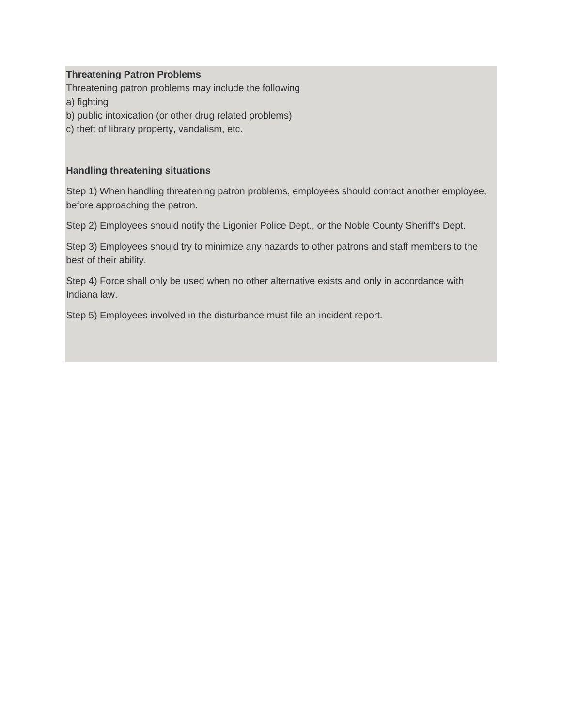**Threatening Patron Problems**

Threatening patron problems may include the following

a) fighting

b) public intoxication (or other drug related problems)

c) theft of library property, vandalism, etc.

**Handling threatening situations**

Step 1) When handling threatening patron problems, employees should contact another employee, before approaching the patron.

Step 2) Employees should notify the Ligonier Police Dept., or the Noble County Sheriff's Dept.

Step 3) Employees should try to minimize any hazards to other patrons and staff members to the best of their ability.

Step 4) Force shall only be used when no other alternative exists and only in accordance with Indiana law.

Step 5) Employees involved in the disturbance must file an incident report.